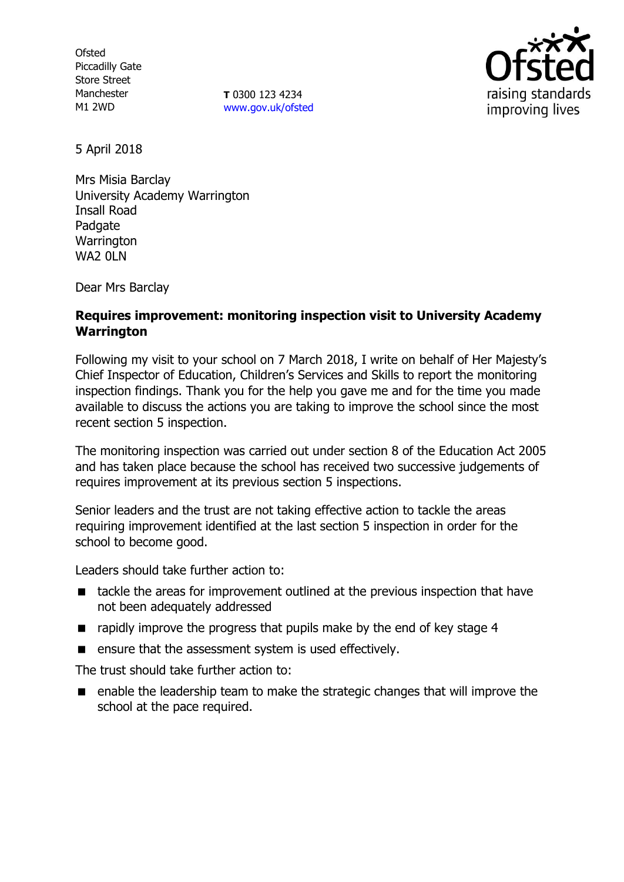Ofsted
Piccadilly Gate
Store Street
Manchester
M1 2WD

**T** 0300 123 4234
www.gov.uk/ofsted

5 April 2018

Mrs Misia Barclay
University Academy Warrington
Insall Road
Padgate
Warrington
WA2 0LN

Dear Mrs Barclay

**Requires improvement: monitoring inspection visit to University Academy Warrington**

Following my visit to your school on 7 March 2018, I write on behalf of Her Majesty's Chief Inspector of Education, Children's Services and Skills to report the monitoring inspection findings. Thank you for the help you gave me and for the time you made available to discuss the actions you are taking to improve the school since the most recent section 5 inspection.

The monitoring inspection was carried out under section 8 of the Education Act 2005 and has taken place because the school has received two successive judgements of requires improvement at its previous section 5 inspections.

Senior leaders and the trust are not taking effective action to tackle the areas requiring improvement identified at the last section 5 inspection in order for the school to become good.

Leaders should take further action to:

- tackle the areas for improvement outlined at the previous inspection that have not been adequately addressed
- rapidly improve the progress that pupils make by the end of key stage 4
- ensure that the assessment system is used effectively.

The trust should take further action to:

- enable the leadership team to make the strategic changes that will improve the school at the pace required.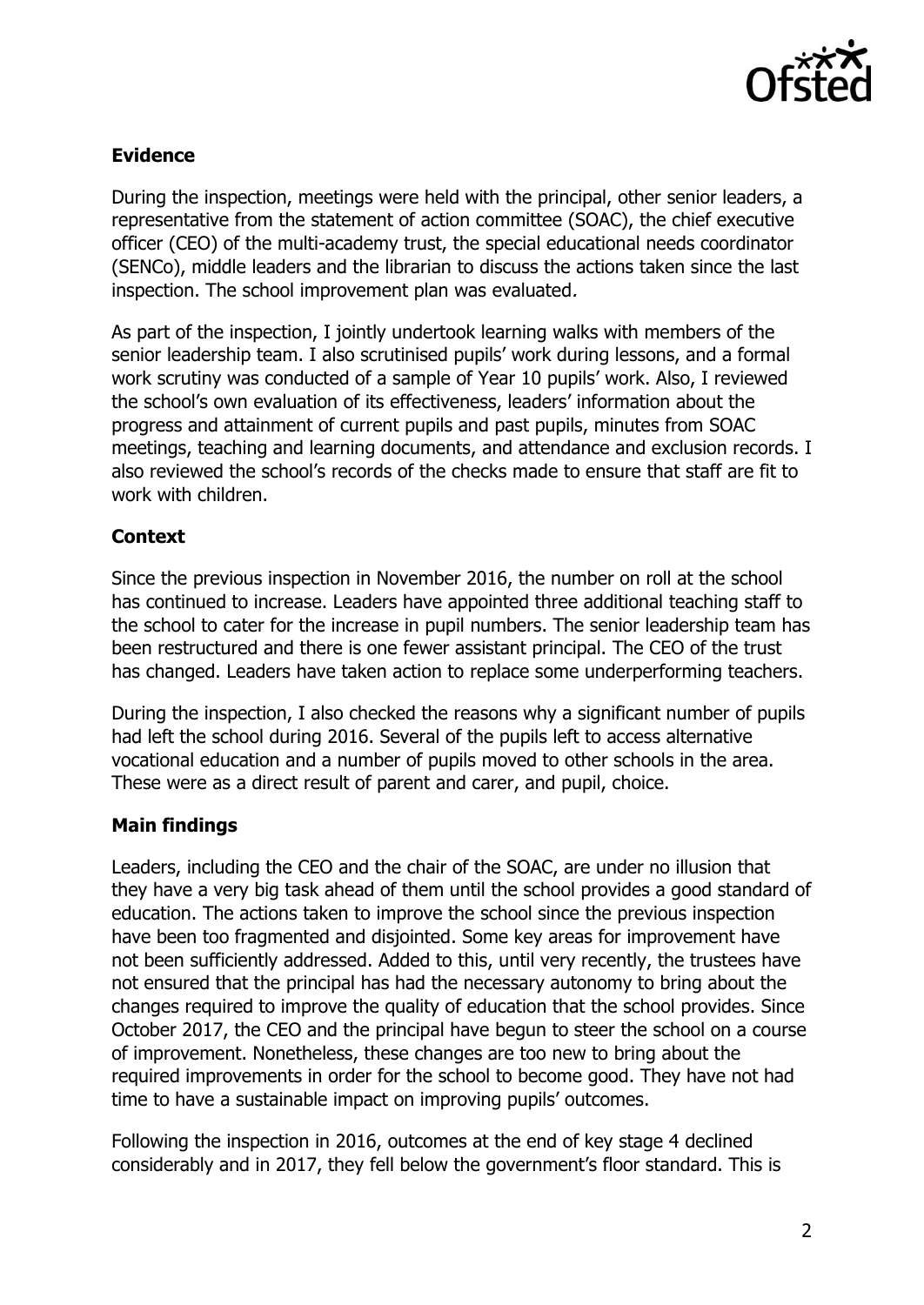## Evidence

During the inspection, meetings were held with the principal, other senior leaders, a representative from the statement of action committee (SOAC), the chief executive officer (CEO) of the multi-academy trust, the special educational needs coordinator (SENCo), middle leaders and the librarian to discuss the actions taken since the last inspection. The school improvement plan was evaluated.

As part of the inspection, I jointly undertook learning walks with members of the senior leadership team. I also scrutinised pupils' work during lessons, and a formal work scrutiny was conducted of a sample of Year 10 pupils' work. Also, I reviewed the school's own evaluation of its effectiveness, leaders' information about the progress and attainment of current pupils and past pupils, minutes from SOAC meetings, teaching and learning documents, and attendance and exclusion records. I also reviewed the school's records of the checks made to ensure that staff are fit to work with children.

## Context

Since the previous inspection in November 2016, the number on roll at the school has continued to increase. Leaders have appointed three additional teaching staff to the school to cater for the increase in pupil numbers. The senior leadership team has been restructured and there is one fewer assistant principal. The CEO of the trust has changed. Leaders have taken action to replace some underperforming teachers.

During the inspection, I also checked the reasons why a significant number of pupils had left the school during 2016. Several of the pupils left to access alternative vocational education and a number of pupils moved to other schools in the area. These were as a direct result of parent and carer, and pupil, choice.

## Main findings

Leaders, including the CEO and the chair of the SOAC, are under no illusion that they have a very big task ahead of them until the school provides a good standard of education. The actions taken to improve the school since the previous inspection have been too fragmented and disjointed. Some key areas for improvement have not been sufficiently addressed. Added to this, until very recently, the trustees have not ensured that the principal has had the necessary autonomy to bring about the changes required to improve the quality of education that the school provides. Since October 2017, the CEO and the principal have begun to steer the school on a course of improvement. Nonetheless, these changes are too new to bring about the required improvements in order for the school to become good. They have not had time to have a sustainable impact on improving pupils' outcomes.

Following the inspection in 2016, outcomes at the end of key stage 4 declined considerably and in 2017, they fell below the government's floor standard. This is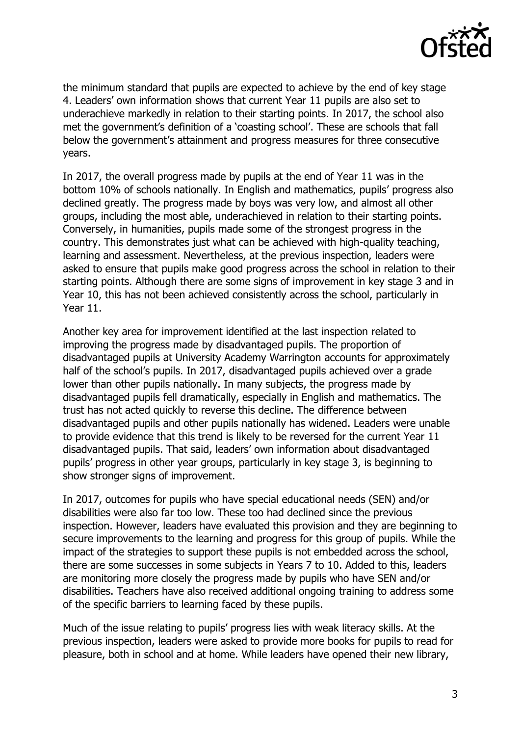the minimum standard that pupils are expected to achieve by the end of key stage 4. Leaders' own information shows that current Year 11 pupils are also set to underachieve markedly in relation to their starting points. In 2017, the school also met the government's definition of a 'coasting school'. These are schools that fall below the government's attainment and progress measures for three consecutive years.

In 2017, the overall progress made by pupils at the end of Year 11 was in the bottom 10% of schools nationally. In English and mathematics, pupils' progress also declined greatly. The progress made by boys was very low, and almost all other groups, including the most able, underachieved in relation to their starting points. Conversely, in humanities, pupils made some of the strongest progress in the country. This demonstrates just what can be achieved with high-quality teaching, learning and assessment. Nevertheless, at the previous inspection, leaders were asked to ensure that pupils make good progress across the school in relation to their starting points. Although there are some signs of improvement in key stage 3 and in Year 10, this has not been achieved consistently across the school, particularly in Year 11.

Another key area for improvement identified at the last inspection related to improving the progress made by disadvantaged pupils. The proportion of disadvantaged pupils at University Academy Warrington accounts for approximately half of the school's pupils. In 2017, disadvantaged pupils achieved over a grade lower than other pupils nationally. In many subjects, the progress made by disadvantaged pupils fell dramatically, especially in English and mathematics. The trust has not acted quickly to reverse this decline. The difference between disadvantaged pupils and other pupils nationally has widened. Leaders were unable to provide evidence that this trend is likely to be reversed for the current Year 11 disadvantaged pupils. That said, leaders' own information about disadvantaged pupils' progress in other year groups, particularly in key stage 3, is beginning to show stronger signs of improvement.

In 2017, outcomes for pupils who have special educational needs (SEN) and/or disabilities were also far too low. These too had declined since the previous inspection. However, leaders have evaluated this provision and they are beginning to secure improvements to the learning and progress for this group of pupils. While the impact of the strategies to support these pupils is not embedded across the school, there are some successes in some subjects in Years 7 to 10. Added to this, leaders are monitoring more closely the progress made by pupils who have SEN and/or disabilities. Teachers have also received additional ongoing training to address some of the specific barriers to learning faced by these pupils.

Much of the issue relating to pupils' progress lies with weak literacy skills. At the previous inspection, leaders were asked to provide more books for pupils to read for pleasure, both in school and at home. While leaders have opened their new library,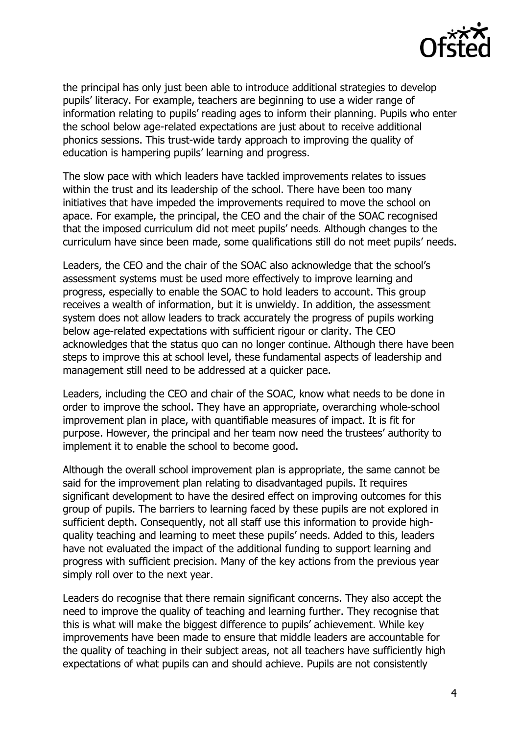the principal has only just been able to introduce additional strategies to develop pupils' literacy. For example, teachers are beginning to use a wider range of information relating to pupils' reading ages to inform their planning. Pupils who enter the school below age-related expectations are just about to receive additional phonics sessions. This trust-wide tardy approach to improving the quality of education is hampering pupils' learning and progress.

The slow pace with which leaders have tackled improvements relates to issues within the trust and its leadership of the school. There have been too many initiatives that have impeded the improvements required to move the school on apace. For example, the principal, the CEO and the chair of the SOAC recognised that the imposed curriculum did not meet pupils' needs. Although changes to the curriculum have since been made, some qualifications still do not meet pupils' needs.

Leaders, the CEO and the chair of the SOAC also acknowledge that the school's assessment systems must be used more effectively to improve learning and progress, especially to enable the SOAC to hold leaders to account. This group receives a wealth of information, but it is unwieldy. In addition, the assessment system does not allow leaders to track accurately the progress of pupils working below age-related expectations with sufficient rigour or clarity. The CEO acknowledges that the status quo can no longer continue. Although there have been steps to improve this at school level, these fundamental aspects of leadership and management still need to be addressed at a quicker pace.

Leaders, including the CEO and chair of the SOAC, know what needs to be done in order to improve the school. They have an appropriate, overarching whole-school improvement plan in place, with quantifiable measures of impact. It is fit for purpose. However, the principal and her team now need the trustees' authority to implement it to enable the school to become good.

Although the overall school improvement plan is appropriate, the same cannot be said for the improvement plan relating to disadvantaged pupils. It requires significant development to have the desired effect on improving outcomes for this group of pupils. The barriers to learning faced by these pupils are not explored in sufficient depth. Consequently, not all staff use this information to provide high-quality teaching and learning to meet these pupils' needs. Added to this, leaders have not evaluated the impact of the additional funding to support learning and progress with sufficient precision. Many of the key actions from the previous year simply roll over to the next year.

Leaders do recognise that there remain significant concerns. They also accept the need to improve the quality of teaching and learning further. They recognise that this is what will make the biggest difference to pupils' achievement. While key improvements have been made to ensure that middle leaders are accountable for the quality of teaching in their subject areas, not all teachers have sufficiently high expectations of what pupils can and should achieve. Pupils are not consistently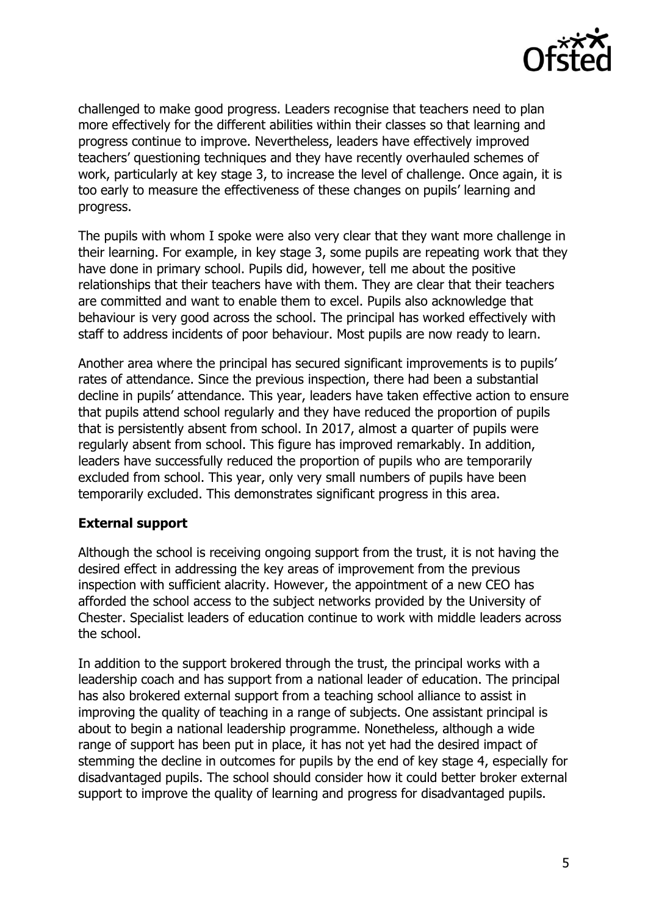challenged to make good progress. Leaders recognise that teachers need to plan more effectively for the different abilities within their classes so that learning and progress continue to improve. Nevertheless, leaders have effectively improved teachers' questioning techniques and they have recently overhauled schemes of work, particularly at key stage 3, to increase the level of challenge. Once again, it is too early to measure the effectiveness of these changes on pupils' learning and progress.

The pupils with whom I spoke were also very clear that they want more challenge in their learning. For example, in key stage 3, some pupils are repeating work that they have done in primary school. Pupils did, however, tell me about the positive relationships that their teachers have with them. They are clear that their teachers are committed and want to enable them to excel. Pupils also acknowledge that behaviour is very good across the school. The principal has worked effectively with staff to address incidents of poor behaviour. Most pupils are now ready to learn.

Another area where the principal has secured significant improvements is to pupils' rates of attendance. Since the previous inspection, there had been a substantial decline in pupils' attendance. This year, leaders have taken effective action to ensure that pupils attend school regularly and they have reduced the proportion of pupils that is persistently absent from school. In 2017, almost a quarter of pupils were regularly absent from school. This figure has improved remarkably. In addition, leaders have successfully reduced the proportion of pupils who are temporarily excluded from school. This year, only very small numbers of pupils have been temporarily excluded. This demonstrates significant progress in this area.

**External support**

Although the school is receiving ongoing support from the trust, it is not having the desired effect in addressing the key areas of improvement from the previous inspection with sufficient alacrity. However, the appointment of a new CEO has afforded the school access to the subject networks provided by the University of Chester. Specialist leaders of education continue to work with middle leaders across the school.

In addition to the support brokered through the trust, the principal works with a leadership coach and has support from a national leader of education. The principal has also brokered external support from a teaching school alliance to assist in improving the quality of teaching in a range of subjects. One assistant principal is about to begin a national leadership programme. Nonetheless, although a wide range of support has been put in place, it has not yet had the desired impact of stemming the decline in outcomes for pupils by the end of key stage 4, especially for disadvantaged pupils. The school should consider how it could better broker external support to improve the quality of learning and progress for disadvantaged pupils.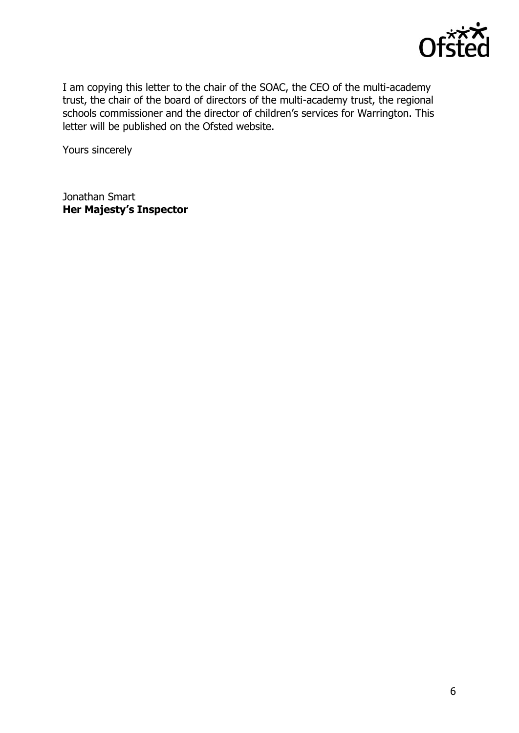I am copying this letter to the chair of the SOAC, the CEO of the multi-academy trust, the chair of the board of directors of the multi-academy trust, the regional schools commissioner and the director of children's services for Warrington. This letter will be published on the Ofsted website.

Yours sincerely

Jonathan Smart
**Her Majesty's Inspector**